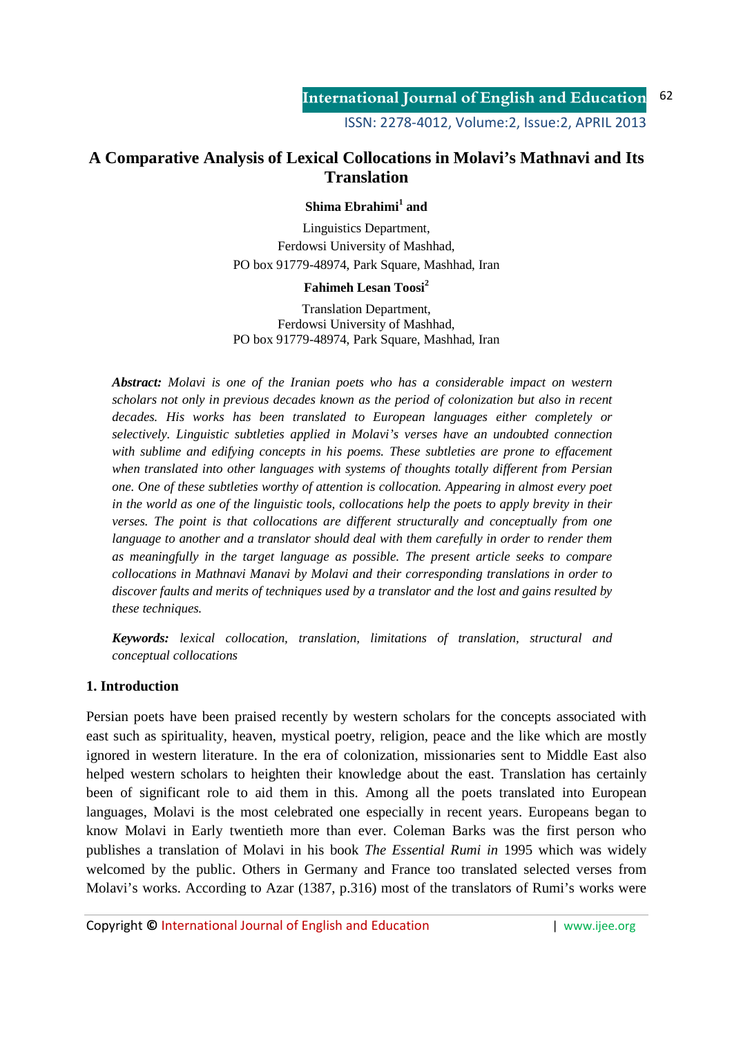# A Comparative Analysis of Lexical Collocations in Molavi's Mathnavi and Its Translation

**Shima Ebrahimi[1] and**

Linguistics Department,
Ferdowsi University of Mashhad,
PO box 91779-48974, Park Square, Mashhad, Iran

**Fahimeh Lesan Toosi[2]**

Translation Department,
Ferdowsi University of Mashhad,
PO box 91779-48974, Park Square, Mashhad, Iran

***Abstract:*** *Molavi is one of the Iranian poets who has a considerable impact on western scholars not only in previous decades known as the period of colonization but also in recent decades. His works has been translated to European languages either completely or selectively. Linguistic subtleties applied in Molavi's verses have an undoubted connection with sublime and edifying concepts in his poems. These subtleties are prone to effacement when translated into other languages with systems of thoughts totally different from Persian one. One of these subtleties worthy of attention is collocation. Appearing in almost every poet in the world as one of the linguistic tools, collocations help the poets to apply brevity in their verses. The point is that collocations are different structurally and conceptually from one language to another and a translator should deal with them carefully in order to render them as meaningfully in the target language as possible. The present article seeks to compare collocations in Mathnavi Manavi by Molavi and their corresponding translations in order to discover faults and merits of techniques used by a translator and the lost and gains resulted by these techniques.*

***Keywords:*** *lexical collocation, translation, limitations of translation, structural and conceptual collocations*

## 1. Introduction

Persian poets have been praised recently by western scholars for the concepts associated with east such as spirituality, heaven, mystical poetry, religion, peace and the like which are mostly ignored in western literature. In the era of colonization, missionaries sent to Middle East also helped western scholars to heighten their knowledge about the east. Translation has certainly been of significant role to aid them in this. Among all the poets translated into European languages, Molavi is the most celebrated one especially in recent years. Europeans began to know Molavi in Early twentieth more than ever. Coleman Barks was the first person who publishes a translation of Molavi in his book *The Essential Rumi in* 1995 which was widely welcomed by the public. Others in Germany and France too translated selected verses from Molavi's works. According to Azar (1387, p.316) most of the translators of Rumi's works were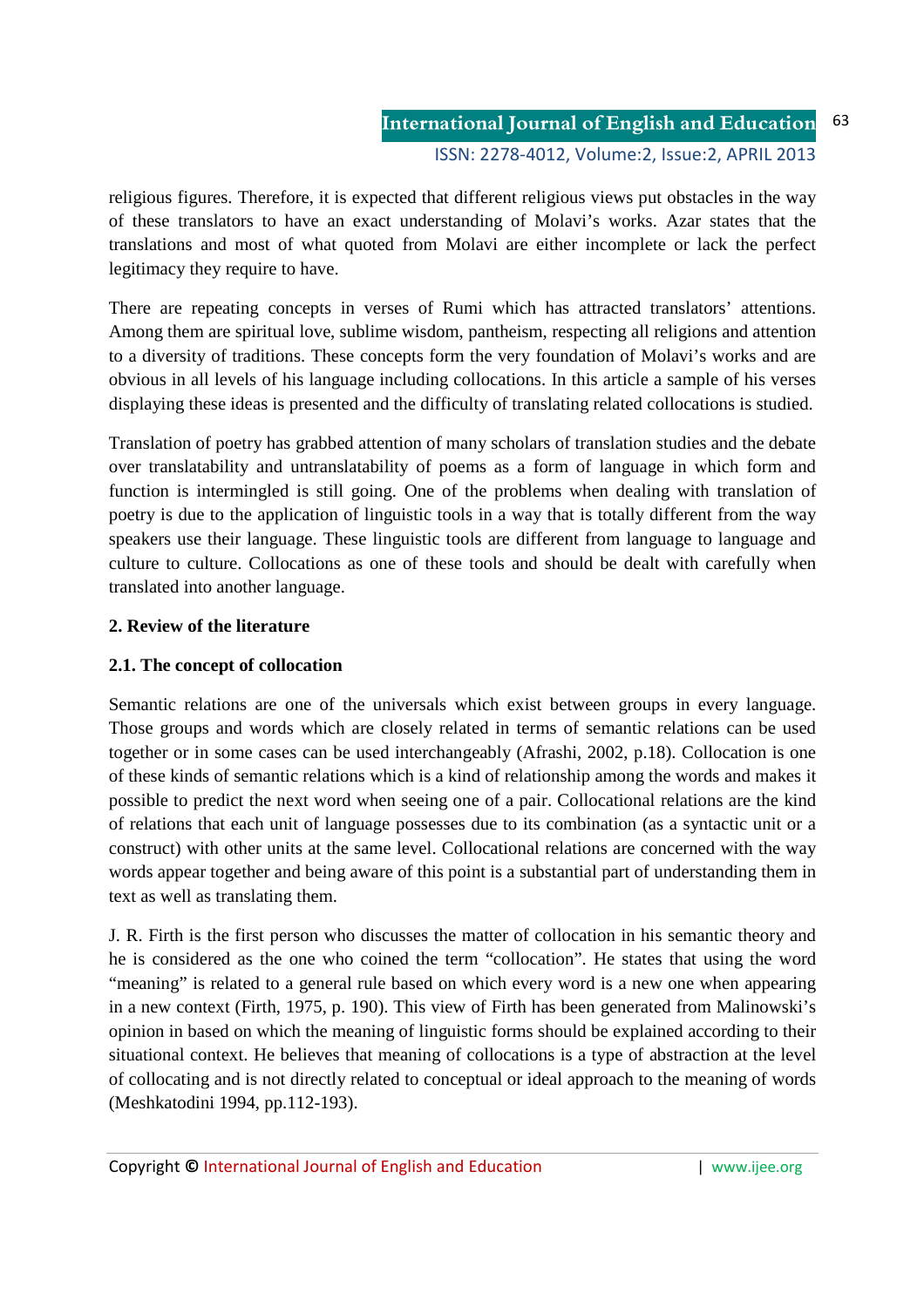religious figures. Therefore, it is expected that different religious views put obstacles in the way of these translators to have an exact understanding of Molavi's works. Azar states that the translations and most of what quoted from Molavi are either incomplete or lack the perfect legitimacy they require to have.

There are repeating concepts in verses of Rumi which has attracted translators' attentions. Among them are spiritual love, sublime wisdom, pantheism, respecting all religions and attention to a diversity of traditions. These concepts form the very foundation of Molavi's works and are obvious in all levels of his language including collocations. In this article a sample of his verses displaying these ideas is presented and the difficulty of translating related collocations is studied.

Translation of poetry has grabbed attention of many scholars of translation studies and the debate over translatability and untranslatability of poems as a form of language in which form and function is intermingled is still going. One of the problems when dealing with translation of poetry is due to the application of linguistic tools in a way that is totally different from the way speakers use their language. These linguistic tools are different from language to language and culture to culture. Collocations as one of these tools and should be dealt with carefully when translated into another language.

## 2. Review of the literature

### 2.1. The concept of collocation

Semantic relations are one of the universals which exist between groups in every language. Those groups and words which are closely related in terms of semantic relations can be used together or in some cases can be used interchangeably (Afrashi, 2002, p.18). Collocation is one of these kinds of semantic relations which is a kind of relationship among the words and makes it possible to predict the next word when seeing one of a pair. Collocational relations are the kind of relations that each unit of language possesses due to its combination (as a syntactic unit or a construct) with other units at the same level. Collocational relations are concerned with the way words appear together and being aware of this point is a substantial part of understanding them in text as well as translating them.

J. R. Firth is the first person who discusses the matter of collocation in his semantic theory and he is considered as the one who coined the term "collocation". He states that using the word "meaning" is related to a general rule based on which every word is a new one when appearing in a new context (Firth, 1975, p. 190). This view of Firth has been generated from Malinowski's opinion in based on which the meaning of linguistic forms should be explained according to their situational context. He believes that meaning of collocations is a type of abstraction at the level of collocating and is not directly related to conceptual or ideal approach to the meaning of words (Meshkatodini 1994, pp.112-193).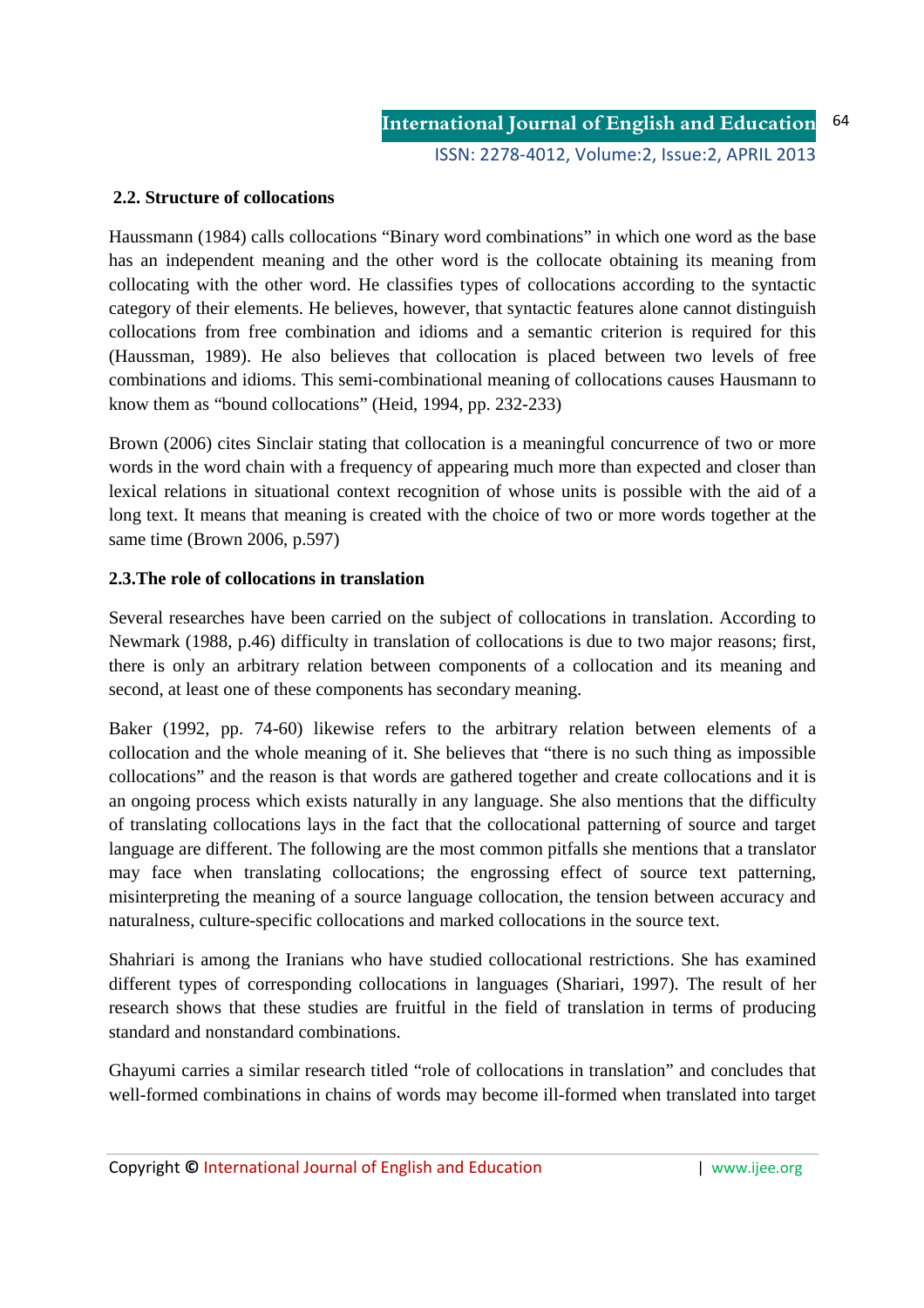### 2.2. Structure of collocations

Haussmann (1984) calls collocations "Binary word combinations" in which one word as the base has an independent meaning and the other word is the collocate obtaining its meaning from collocating with the other word. He classifies types of collocations according to the syntactic category of their elements. He believes, however, that syntactic features alone cannot distinguish collocations from free combination and idioms and a semantic criterion is required for this (Haussman, 1989). He also believes that collocation is placed between two levels of free combinations and idioms. This semi-combinational meaning of collocations causes Hausmann to know them as "bound collocations" (Heid, 1994, pp. 232-233)

Brown (2006) cites Sinclair stating that collocation is a meaningful concurrence of two or more words in the word chain with a frequency of appearing much more than expected and closer than lexical relations in situational context recognition of whose units is possible with the aid of a long text. It means that meaning is created with the choice of two or more words together at the same time (Brown 2006, p.597)

### 2.3.The role of collocations in translation

Several researches have been carried on the subject of collocations in translation. According to Newmark (1988, p.46) difficulty in translation of collocations is due to two major reasons; first, there is only an arbitrary relation between components of a collocation and its meaning and second, at least one of these components has secondary meaning.

Baker (1992, pp. 74-60) likewise refers to the arbitrary relation between elements of a collocation and the whole meaning of it. She believes that "there is no such thing as impossible collocations" and the reason is that words are gathered together and create collocations and it is an ongoing process which exists naturally in any language. She also mentions that the difficulty of translating collocations lays in the fact that the collocational patterning of source and target language are different. The following are the most common pitfalls she mentions that a translator may face when translating collocations; the engrossing effect of source text patterning, misinterpreting the meaning of a source language collocation, the tension between accuracy and naturalness, culture-specific collocations and marked collocations in the source text.

Shahriari is among the Iranians who have studied collocational restrictions. She has examined different types of corresponding collocations in languages (Shariari, 1997). The result of her research shows that these studies are fruitful in the field of translation in terms of producing standard and nonstandard combinations.

Ghayumi carries a similar research titled "role of collocations in translation" and concludes that well-formed combinations in chains of words may become ill-formed when translated into target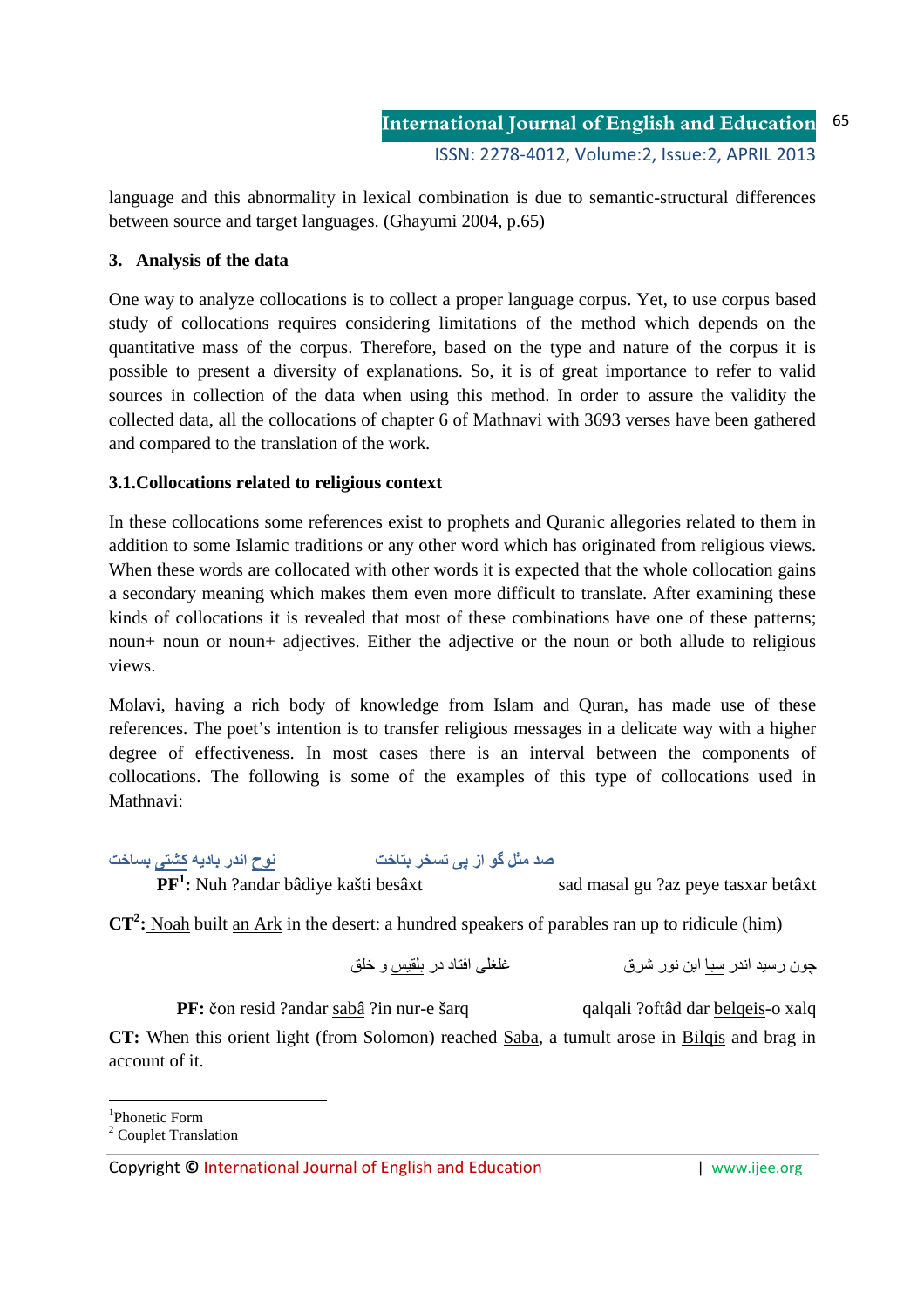language and this abnormality in lexical combination is due to semantic-structural differences between source and target languages. (Ghayumi 2004, p.65)

## 3. Analysis of the data

One way to analyze collocations is to collect a proper language corpus. Yet, to use corpus based study of collocations requires considering limitations of the method which depends on the quantitative mass of the corpus. Therefore, based on the type and nature of the corpus it is possible to present a diversity of explanations. So, it is of great importance to refer to valid sources in collection of the data when using this method. In order to assure the validity the collected data, all the collocations of chapter 6 of Mathnavi with 3693 verses have been gathered and compared to the translation of the work.

### 3.1. Collocations related to religious context

In these collocations some references exist to prophets and Quranic allegories related to them in addition to some Islamic traditions or any other word which has originated from religious views. When these words are collocated with other words it is expected that the whole collocation gains a secondary meaning which makes them even more difficult to translate. After examining these kinds of collocations it is revealed that most of these combinations have one of these patterns; noun+ noun or noun+ adjectives. Either the adjective or the noun or both allude to religious views.

Molavi, having a rich body of knowledge from Islam and Quran, has made use of these references. The poet's intention is to transfer religious messages in a delicate way with a higher degree of effectiveness. In most cases there is an interval between the components of collocations. The following is some of the examples of this type of collocations used in Mathnavi:

صد مثل گو از پی تسخر بتاخت &nbsp;&nbsp;&nbsp;&nbsp;&nbsp;&nbsp; نوح اندر بادیه کشتی بساخت

**PF**[1]**:** Nuh ?andar bâdiye kašti besâxt &nbsp;&nbsp;&nbsp;&nbsp;&nbsp;&nbsp; sad masal gu ?az peye tasxar betâxt

**CT**[2]**:** Noah built an Ark in the desert: a hundred speakers of parables ran up to ridicule (him)

چون رسید اندر سبا این نور شرق &nbsp;&nbsp;&nbsp;&nbsp;&nbsp;&nbsp; غلغلی افتاد در بلقیس و خلق

**PF:** čon resid ?andar sabâ ?in nur-e šarq &nbsp;&nbsp;&nbsp;&nbsp;&nbsp;&nbsp; qalqali ?oftâd dar belqeis-o xalq

**CT:** When this orient light (from Solomon) reached Saba, a tumult arose in Bilqis and brag in account of it.

---

[1] Phonetic Form

[2] Couplet Translation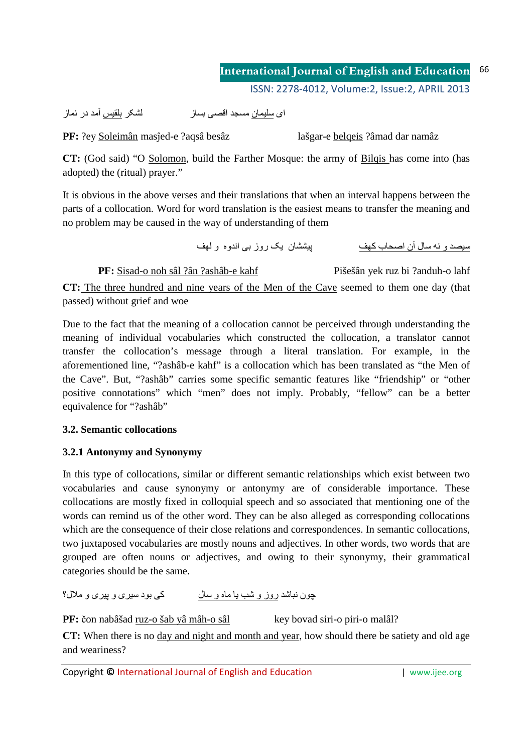ای سلیمان مسجد اقصی بساز          لشکر بلقیس آمد در نماز

**PF:** ?ey Soleimân masĵed-e ?aqsâ besâz          lašgar-e belqeis ?âmad dar namâz

**CT:** (God said) "O Solomon, build the Farther Mosque: the army of Bilqis has come into (has adopted) the (ritual) prayer."

It is obvious in the above verses and their translations that when an interval happens between the parts of a collocation. Word for word translation is the easiest means to transfer the meaning and no problem may be caused in the way of understanding of them

سیصد و نه سال آن اصحاب کهف          پیششان یک روز بی اندوه و لهف

**PF:** Sisad-o noh sâl ?ân ?ashâb-e kahf          Piš̌ešân yek ruz bi ?anduh-o lahf

**CT:** The three hundred and nine years of the Men of the Cave seemed to them one day (that passed) without grief and woe

Due to the fact that the meaning of a collocation cannot be perceived through understanding the meaning of individual vocabularies which constructed the collocation, a translator cannot transfer the collocation's message through a literal translation. For example, in the aforementioned line, "?ashâb-e kahf" is a collocation which has been translated as "the Men of the Cave". But, "?ashâb" carries some specific semantic features like "friendship" or "other positive connotations" which "men" does not imply. Probably, "fellow" can be a better equivalence for "?ashâb"

### 3.2. Semantic collocations

#### 3.2.1 Antonymy and Synonymy

In this type of collocations, similar or different semantic relationships which exist between two vocabularies and cause synonymy or antonymy are of considerable importance. These collocations are mostly fixed in colloquial speech and so associated that mentioning one of the words can remind us of the other word. They can be also alleged as corresponding collocations which are the consequence of their close relations and correspondences. In semantic collocations, two juxtaposed vocabularies are mostly nouns and adjectives. In other words, two words that are grouped are often nouns or adjectives, and owing to their synonymy, their grammatical categories should be the same.

چون نباشد روز و شب یا ماه و سال          کی بود سیری و پیری و ملال؟

**PF:** čon nabâšad ruz-o šab yâ mâh-o sâl          key bovad siri-o piri-o malâl?

**CT:** When there is no day and night and month and year, how should there be satiety and old age and weariness?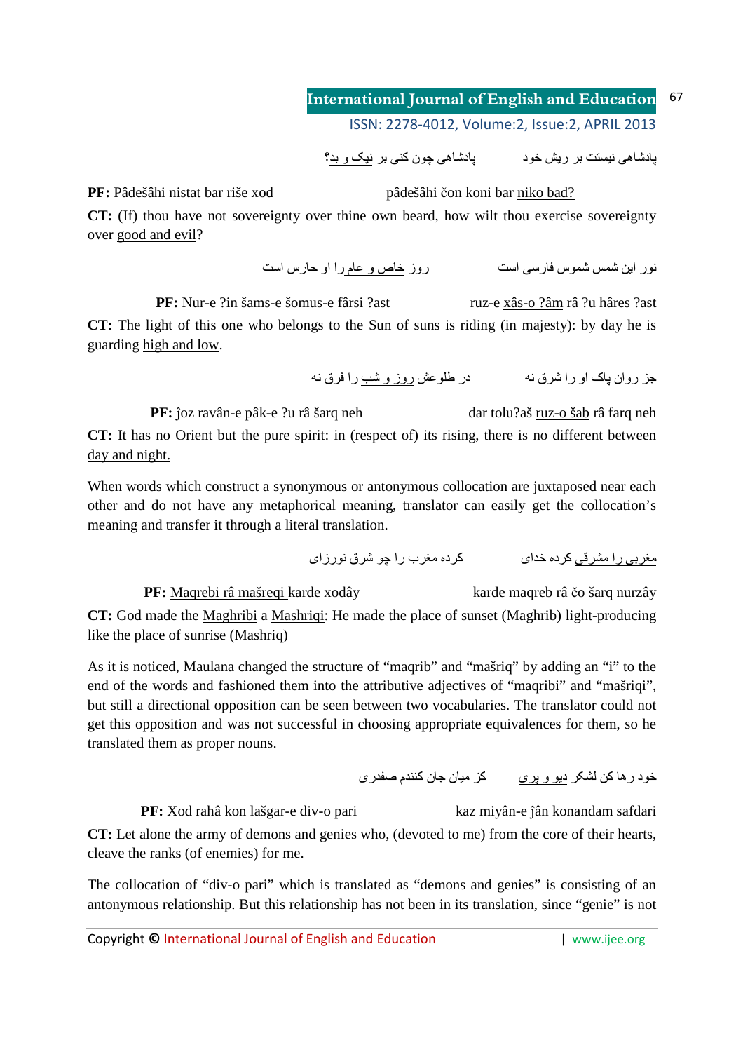پادشاهی نیستت بر ریش خود          پادشاهی چون کنی بر نیک و بد؟

**PF:** Pâdešâhi nistat bar riše xod          pâdešâhi čon koni bar niko bad?

**CT:** (If) thou have not sovereignty over thine own beard, how wilt thou exercise sovereignty over good and evil?

نور این شمس شموس فارسی است          روز خاص و عام را او حارس است

**PF:** Nur-e ?in šams-e šomus-e fârsi ?ast          ruz-e xâs-o ?âm râ ?u hâres ?ast

**CT:** The light of this one who belongs to the Sun of suns is riding (in majesty): by day he is guarding high and low.

جز روان پاک او را شرق نه          در طلوعش روز و شب را فرق نه

**PF:** ĵoz ravân-e pâk-e ?u râ šarq neh          dar tolu?aš ruz-o šab râ farq neh

**CT:** It has no Orient but the pure spirit: in (respect of) its rising, there is no different between day and night.

When words which construct a synonymous or antonymous collocation are juxtaposed near each other and do not have any metaphorical meaning, translator can easily get the collocation's meaning and transfer it through a literal translation.

مغربی را مشرقی کرده خدای          کرده مغرب را چو شرق نورزای

**PF:** Maqrebi râ mašreqi karde xodây          karde maqreb râ čo šarq nurzây

**CT:** God made the Maghribi a Mashriqi: He made the place of sunset (Maghrib) light-producing like the place of sunrise (Mashriq)

As it is noticed, Maulana changed the structure of "maqrib" and "mašriq" by adding an "i" to the end of the words and fashioned them into the attributive adjectives of "maqribi" and "mašriqi", but still a directional opposition can be seen between two vocabularies. The translator could not get this opposition and was not successful in choosing appropriate equivalences for them, so he translated them as proper nouns.

خود رها کن لشکر دیو و پری          کز میان جان کنندم صفدری

**PF:** Xod rahâ kon lašgar-e div-o pari          kaz miyân-e jân konandam safdari

**CT:** Let alone the army of demons and genies who, (devoted to me) from the core of their hearts, cleave the ranks (of enemies) for me.

The collocation of "div-o pari" which is translated as "demons and genies" is consisting of an antonymous relationship. But this relationship has not been in its translation, since "genie" is not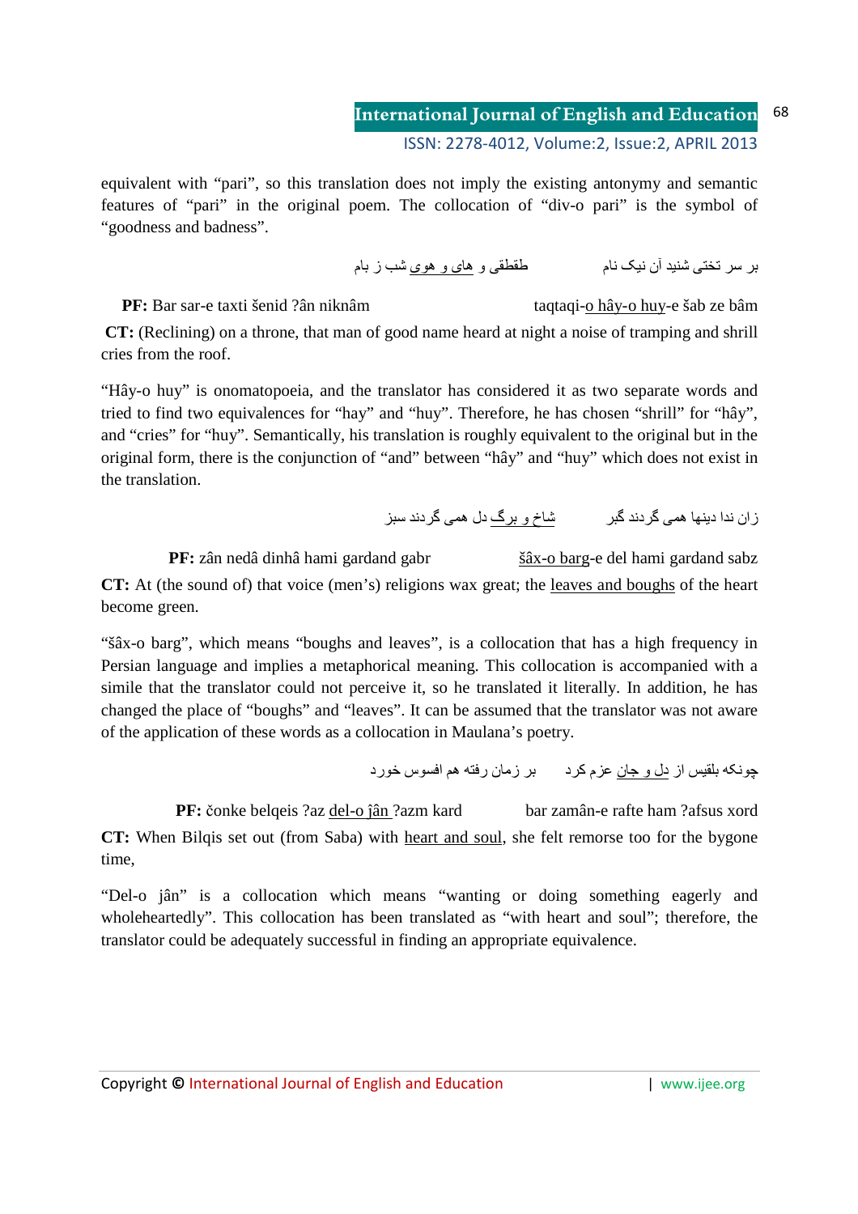equivalent with “pari”, so this translation does not imply the existing antonymy and semantic features of “pari” in the original poem. The collocation of “div-o pari” is the symbol of “goodness and badness”.

بر سر تختی شنید آن نیک نام          طقطقی و های و هوی شب ز بام

**PF:** Bar sar-e taxti šenid ?ân niknâm          taqtaqi-o hây-o huy-e šab ze bâm

**CT:** (Reclining) on a throne, that man of good name heard at night a noise of tramping and shrill cries from the roof.

“Hây-o huy” is onomatopoeia, and the translator has considered it as two separate words and tried to find two equivalences for “hay” and “huy”. Therefore, he has chosen “shrill” for “hây”, and “cries” for “huy”. Semantically, his translation is roughly equivalent to the original but in the original form, there is the conjunction of “and” between “hây” and “huy” which does not exist in the translation.

زان ندا دینها همی گردند گبر          شاخ و برگ دل همی گردند سبز

**PF:** zân nedâ dinhâ hami gardand gabr          šâx-o barg-e del hami gardand sabz

**CT:** At (the sound of) that voice (men’s) religions wax great; the leaves and boughs of the heart become green.

“šâx-o barg”, which means “boughs and leaves”, is a collocation that has a high frequency in Persian language and implies a metaphorical meaning. This collocation is accompanied with a simile that the translator could not perceive it, so he translated it literally. In addition, he has changed the place of “boughs” and “leaves”. It can be assumed that the translator was not aware of the application of these words as a collocation in Maulana’s poetry.

چونکه بلقیس از دل و جان عزم کرد          بر زمان رفته هم افسوس خورد

**PF:** čonke belqeis ?az del-o jân ?azm kard          bar zamân-e rafte ham ?afsus xord

**CT:** When Bilqis set out (from Saba) with heart and soul, she felt remorse too for the bygone time,

“Del-o jân” is a collocation which means “wanting or doing something eagerly and wholeheartedly”. This collocation has been translated as “with heart and soul”; therefore, the translator could be adequately successful in finding an appropriate equivalence.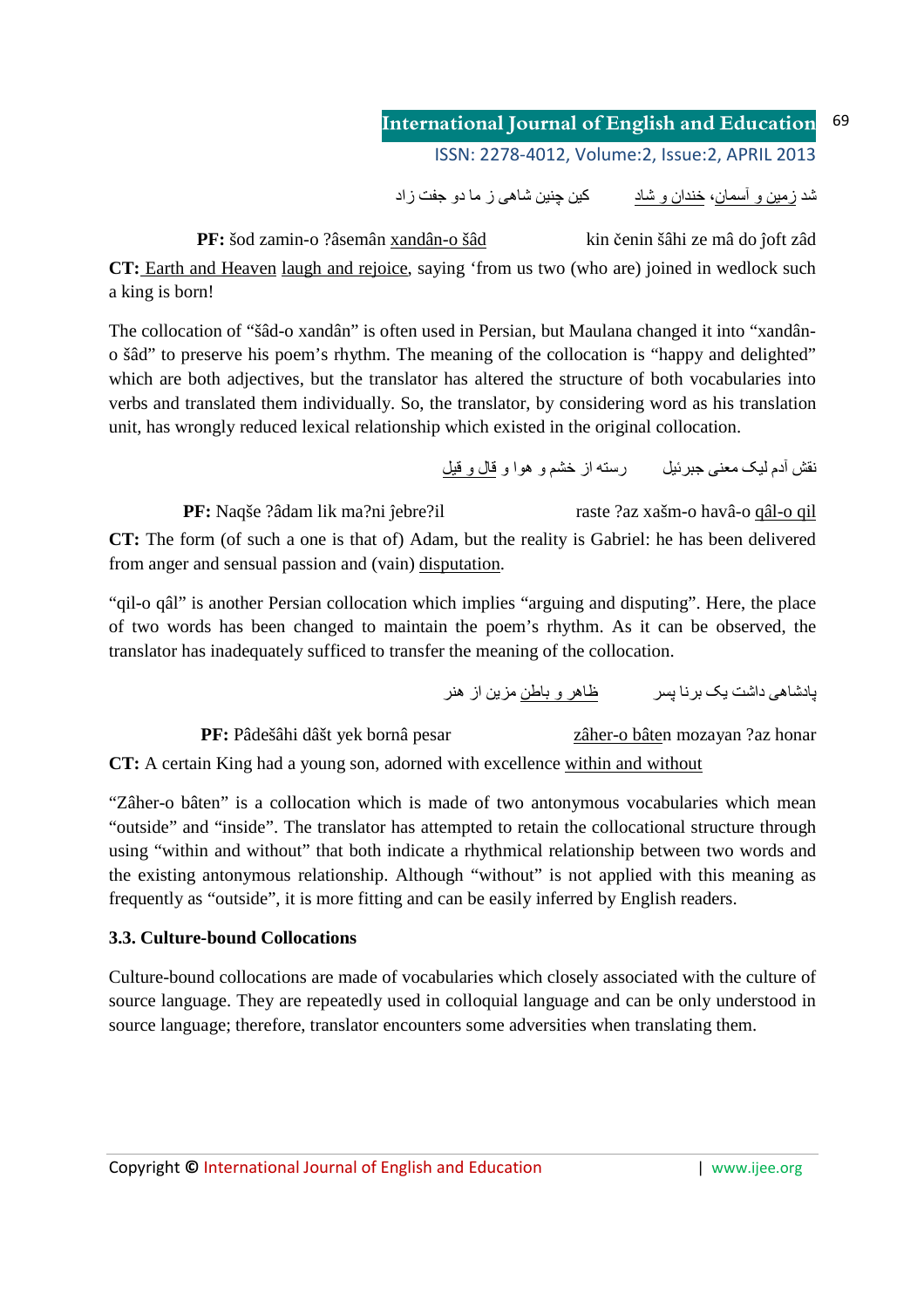شد <u>زمین و آسمان</u>، <u>خندان و شاد</u>          کین چنین شاهی ز ما دو جفت زاد

**PF:** šod zamin-o ?âsemân <u>xandân-o šâd</u>          kin čenin šâhi ze mâ do ĵoft zâd

**CT:** <u>Earth and Heaven</u> <u>laugh and rejoice</u>, saying 'from us two (who are) joined in wedlock such a king is born!

The collocation of "šâd-o xandân" is often used in Persian, but Maulana changed it into "xandân-o šâd" to preserve his poem's rhythm. The meaning of the collocation is "happy and delighted" which are both adjectives, but the translator has altered the structure of both vocabularies into verbs and translated them individually. So, the translator, by considering word as his translation unit, has wrongly reduced lexical relationship which existed in the original collocation.

نقش آدم لیک معنی جبرئیل          رسته از خشم و هوا و <u>قال و قیل</u>

**PF:** Naqše ?âdam lik ma?ni ĵebre?il          raste ?az xašm-o havâ-o <u>qâl-o qil</u>

**CT:** The form (of such a one is that of) Adam, but the reality is Gabriel: he has been delivered from anger and sensual passion and (vain) <u>disputation</u>.

"qil-o qâl" is another Persian collocation which implies "arguing and disputing". Here, the place of two words has been changed to maintain the poem's rhythm. As it can be observed, the translator has inadequately sufficed to transfer the meaning of the collocation.

پادشاهی داشت یک برنا پسر          <u>ظاهر و باطن</u> مزین از هنر

**PF:** Pâdešâhi dâšt yek bornâ pesar          <u>zâher-o bâte</u>n mozayan ?az honar

**CT:** A certain King had a young son, adorned with excellence <u>within and without</u>

"Zâher-o bâten" is a collocation which is made of two antonymous vocabularies which mean "outside" and "inside". The translator has attempted to retain the collocational structure through using "within and without" that both indicate a rhythmical relationship between two words and the existing antonymous relationship. Although "without" is not applied with this meaning as frequently as "outside", it is more fitting and can be easily inferred by English readers.

### 3.3. Culture-bound Collocations

Culture-bound collocations are made of vocabularies which closely associated with the culture of source language. They are repeatedly used in colloquial language and can be only understood in source language; therefore, translator encounters some adversities when translating them.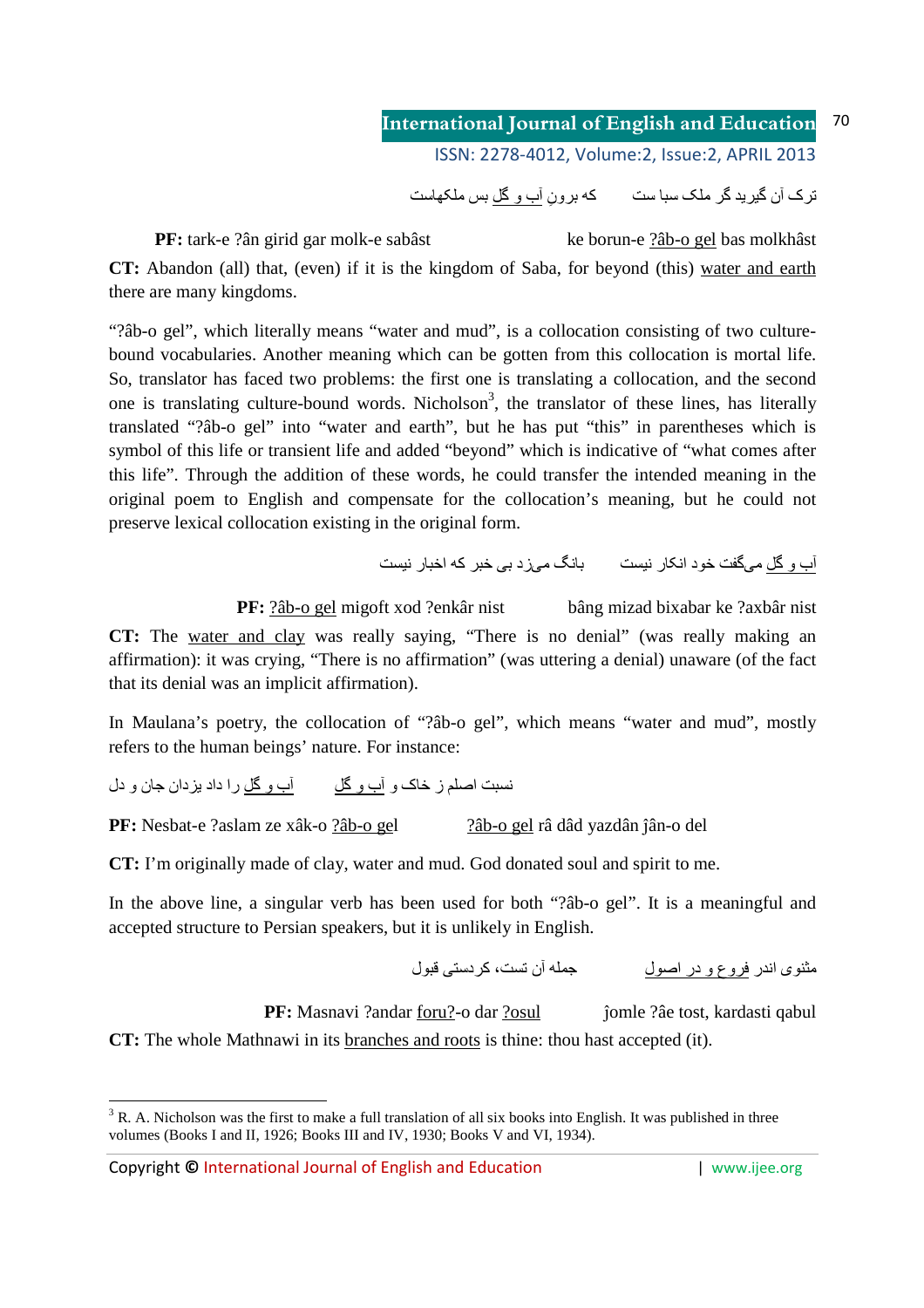ترک آن گیرید گر ملک سبا ست          که برون <u>آب و گل</u> بس ملکهاست

**PF:** tark-e ?ân girid gar molk-e sabâst          ke borun-e <u>?âb-o gel</u> bas molkhâst

**CT:** Abandon (all) that, (even) if it is the kingdom of Saba, for beyond (this) <u>water and earth</u> there are many kingdoms.

"?âb-o gel", which literally means "water and mud", is a collocation consisting of two culture-bound vocabularies. Another meaning which can be gotten from this collocation is mortal life. So, translator has faced two problems: the first one is translating a collocation, and the second one is translating culture-bound words. Nicholson[3], the translator of these lines, has literally translated "?âb-o gel" into "water and earth", but he has put "this" in parentheses which is symbol of this life or transient life and added "beyond" which is indicative of "what comes after this life". Through the addition of these words, he could transfer the intended meaning in the original poem to English and compensate for the collocation's meaning, but he could not preserve lexical collocation existing in the original form.

<u>آب و گل</u> می‌گفت خود انکار نیست          بانگ می‌زد بی خبر که اخبار نیست

**PF:** <u>?âb-o gel</u> migoft xod ?enkâr nist          bâng mizad bixabar ke ?axbâr nist

**CT:** The <u>water and clay</u> was really saying, "There is no denial" (was really making an affirmation): it was crying, "There is no affirmation" (was uttering a denial) unaware (of the fact that its denial was an implicit affirmation).

In Maulana's poetry, the collocation of "?âb-o gel", which means "water and mud", mostly refers to the human beings' nature. For instance:

نسبت اصلم ز خاک و <u>آب و گل</u>          <u>آب و گل</u> را داد یزدان جان و دل

**PF:** Nesbat-e ?aslam ze xâk-o <u>?âb-o gel</u>          <u>?âb-o gel</u> râ dâd yazdân ĵân-o del

**CT:** I'm originally made of clay, water and mud. God donated soul and spirit to me.

In the above line, a singular verb has been used for both "?âb-o gel". It is a meaningful and accepted structure to Persian speakers, but it is unlikely in English.

مثنوی اندر <u>فروع و در اصول</u>          جمله آن تست، کردستی قبول

**PF:** Masnavi ?andar <u>foru?</u>-o dar <u>?osul</u>          ĵomle ?âe tost, kardasti qabul

**CT:** The whole Mathnawi in its <u>branches and roots</u> is thine: thou hast accepted (it).

---

[3] R. A. Nicholson was the first to make a full translation of all six books into English. It was published in three volumes (Books I and II, 1926; Books III and IV, 1930; Books V and VI, 1934).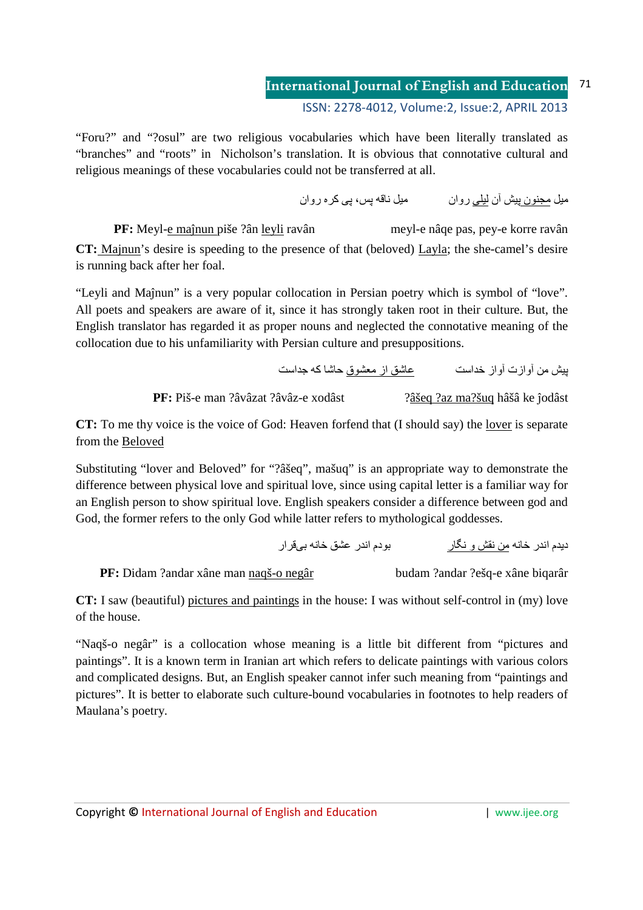"Foru?" and "?osul" are two religious vocabularies which have been literally translated as "branches" and "roots" in Nicholson's translation. It is obvious that connotative cultural and religious meanings of these vocabularies could not be transferred at all.

میل مجنون پیش آن لیلی روان          میل ناقه پس، پی کره روان

**PF:** Meyl-e majnun piše ?ân leyli ravân                    meyl-e nâqe pas, pey-e korre ravân

**CT:** Majnun's desire is speeding to the presence of that (beloved) Layla; the she-camel's desire is running back after her foal.

"Leyli and Maĵnun" is a very popular collocation in Persian poetry which is symbol of "love". All poets and speakers are aware of it, since it has strongly taken root in their culture. But, the English translator has regarded it as proper nouns and neglected the connotative meaning of the collocation due to his unfamiliarity with Persian culture and presuppositions.

پیش من آوازت آواز خداست          عاشق از معشوق حاشا که جداست

**PF:** Piš-e man ?âvâzat ?âvâz-e xodâst                    ?âšeq ?az ma?šuq hâšâ ke ĵodâst

**CT:** To me thy voice is the voice of God: Heaven forfend that (I should say) the lover is separate from the Beloved

Substituting "lover and Beloved" for "?âšeq", mašuq" is an appropriate way to demonstrate the difference between physical love and spiritual love, since using capital letter is a familiar way for an English person to show spiritual love. English speakers consider a difference between god and God, the former refers to the only God while latter refers to mythological goddesses.

دیدم اندر خانه من نقش و نگار          بودم اندر عشق خانه بی‌قرار

**PF:** Didam ?andar xâne man naqš-o negâr                    budam ?andar ?ešq-e xâne biqarâr

**CT:** I saw (beautiful) pictures and paintings in the house: I was without self-control in (my) love of the house.

"Naqš-o negâr" is a collocation whose meaning is a little bit different from "pictures and paintings". It is a known term in Iranian art which refers to delicate paintings with various colors and complicated designs. But, an English speaker cannot infer such meaning from "paintings and pictures". It is better to elaborate such culture-bound vocabularies in footnotes to help readers of Maulana's poetry.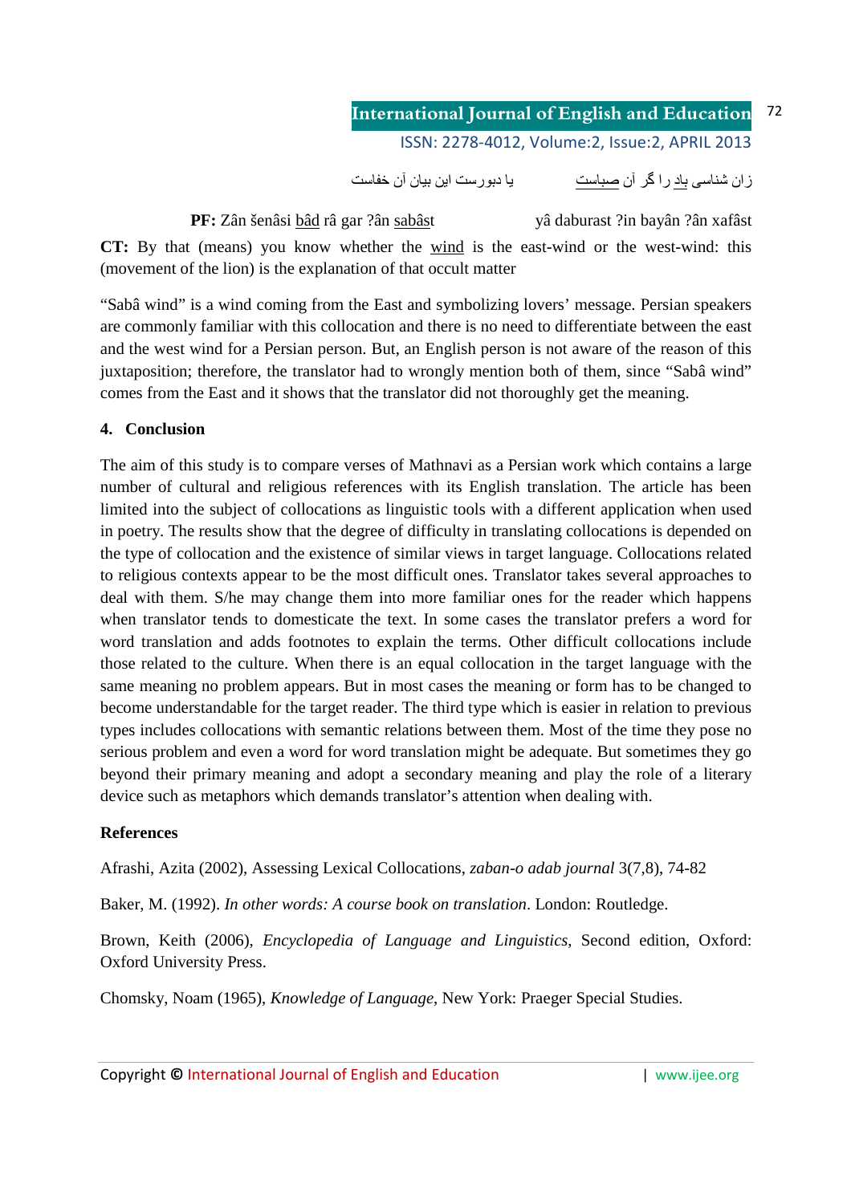زان شناسی <u>باد</u> را گر آن <u>صباست</u>          یا دبورست این بیان آن خفاست

**PF:** Zân šenâsi <u>bâd</u> râ gar ?ân <u>sabâst</u>          yâ daburast ?in bayân ?ân xafâst

**CT:** By that (means) you know whether the <u>wind</u> is the east-wind or the west-wind: this (movement of the lion) is the explanation of that occult matter

"Sabâ wind" is a wind coming from the East and symbolizing lovers' message. Persian speakers are commonly familiar with this collocation and there is no need to differentiate between the east and the west wind for a Persian person. But, an English person is not aware of the reason of this juxtaposition; therefore, the translator had to wrongly mention both of them, since "Sabâ wind" comes from the East and it shows that the translator did not thoroughly get the meaning.

## 4. Conclusion

The aim of this study is to compare verses of Mathnavi as a Persian work which contains a large number of cultural and religious references with its English translation. The article has been limited into the subject of collocations as linguistic tools with a different application when used in poetry. The results show that the degree of difficulty in translating collocations is depended on the type of collocation and the existence of similar views in target language. Collocations related to religious contexts appear to be the most difficult ones. Translator takes several approaches to deal with them. S/he may change them into more familiar ones for the reader which happens when translator tends to domesticate the text. In some cases the translator prefers a word for word translation and adds footnotes to explain the terms. Other difficult collocations include those related to the culture. When there is an equal collocation in the target language with the same meaning no problem appears. But in most cases the meaning or form has to be changed to become understandable for the target reader. The third type which is easier in relation to previous types includes collocations with semantic relations between them. Most of the time they pose no serious problem and even a word for word translation might be adequate. But sometimes they go beyond their primary meaning and adopt a secondary meaning and play the role of a literary device such as metaphors which demands translator's attention when dealing with.

## References

Afrashi, Azita (2002), Assessing Lexical Collocations, *zaban-o adab journal* 3(7,8), 74-82

Baker, M. (1992). *In other words: A course book on translation*. London: Routledge.

Brown, Keith (2006), *Encyclopedia of Language and Linguistics*, Second edition, Oxford: Oxford University Press.

Chomsky, Noam (1965), *Knowledge of Language*, New York: Praeger Special Studies.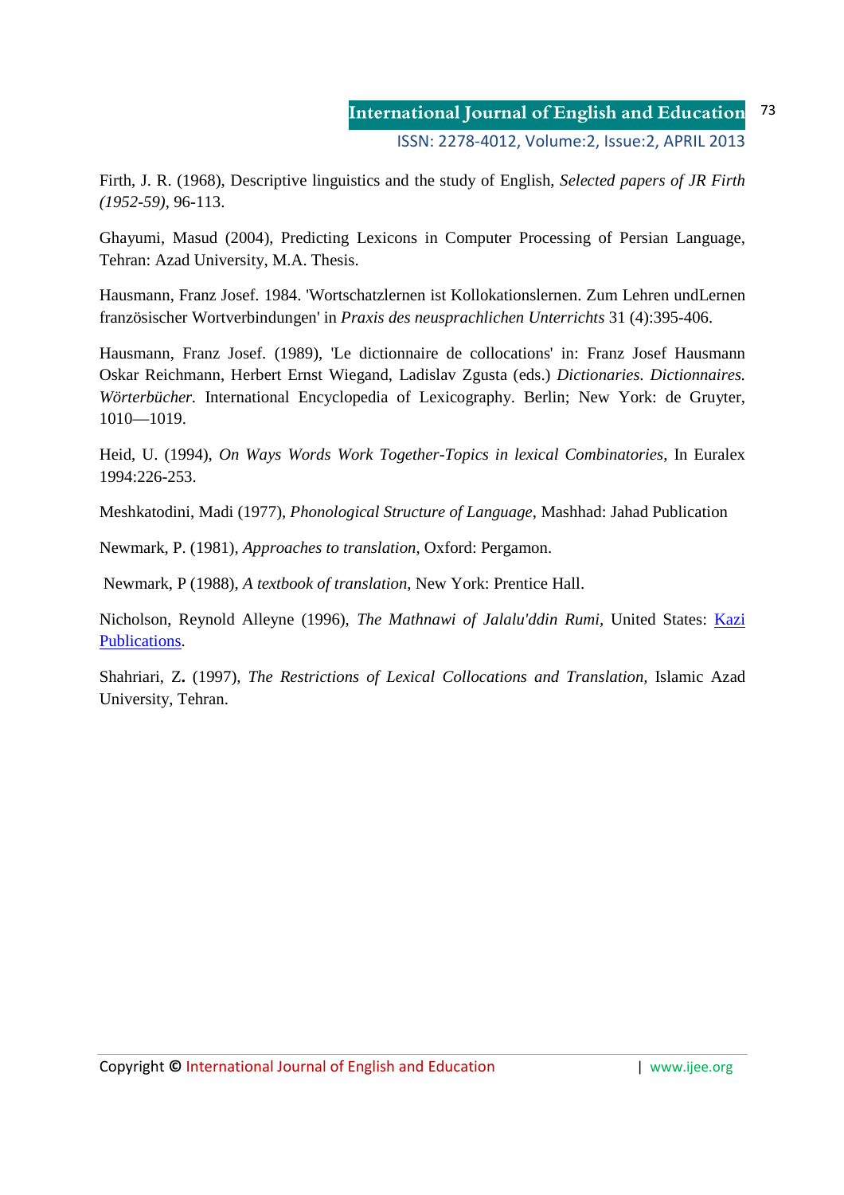Firth, J. R. (1968), Descriptive linguistics and the study of English, *Selected papers of JR Firth (1952-59)*, 96-113.

Ghayumi, Masud (2004), Predicting Lexicons in Computer Processing of Persian Language, Tehran: Azad University, M.A. Thesis.

Hausmann, Franz Josef. 1984. 'Wortschatzlernen ist Kollokationslernen. Zum Lehren undLernen französischer Wortverbindungen' in *Praxis des neusprachlichen Unterrichts* 31 (4):395-406.

Hausmann, Franz Josef. (1989), 'Le dictionnaire de collocations' in: Franz Josef Hausmann Oskar Reichmann, Herbert Ernst Wiegand, Ladislav Zgusta (eds.) *Dictionaries. Dictionnaires. Wörterbücher.* International Encyclopedia of Lexicography. Berlin; New York: de Gruyter, 1010—1019.

Heid, U. (1994), *On Ways Words Work Together-Topics in lexical Combinatories*, In Euralex 1994:226-253.

Meshkatodini, Madi (1977), *Phonological Structure of Language*, Mashhad: Jahad Publication

Newmark, P. (1981), *Approaches to translation*, Oxford: Pergamon.

Newmark, P (1988), *A textbook of translation*, New York: Prentice Hall.

Nicholson, Reynold Alleyne (1996), *The Mathnawi of Jalalu'ddin Rumi*, United States: Kazi Publications.

Shahriari, Z**.** (1997), *The Restrictions of Lexical Collocations and Translation*, Islamic Azad University, Tehran.